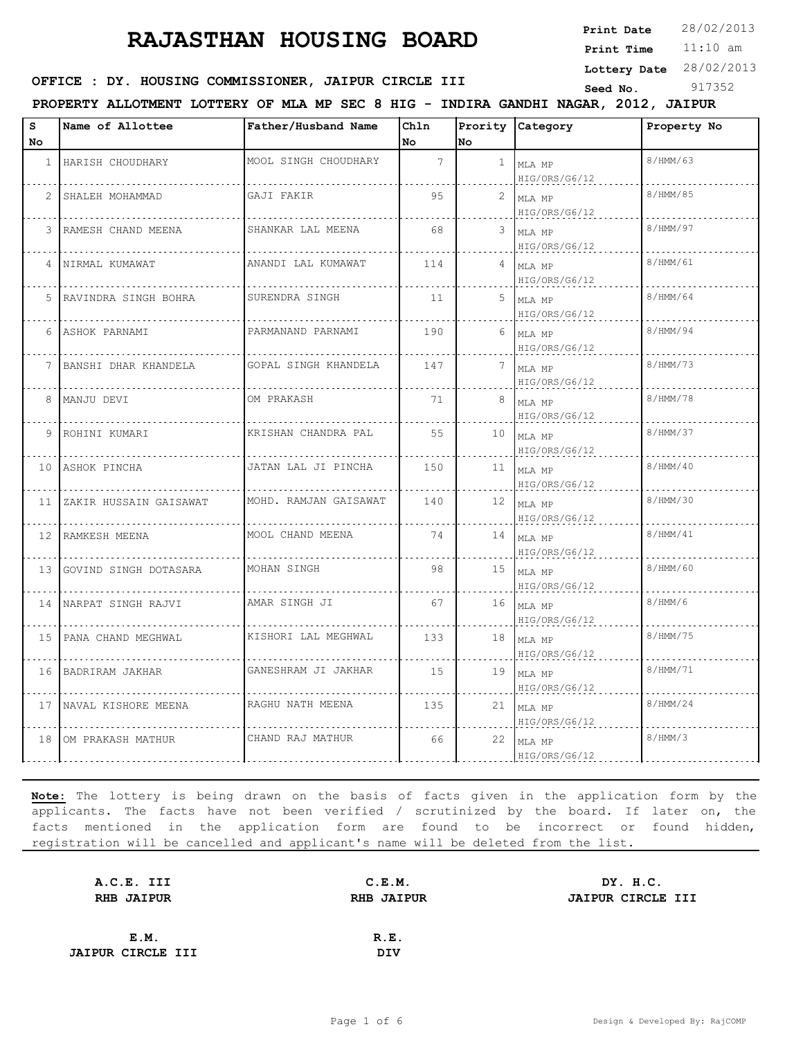# RAJASTHAN HOUSING BOARD

**Print Date** 28/02/2013
**Print Time** 11:10 am
**Lottery Date** 28/02/2013
**Seed No.** 917352

**OFFICE : DY. HOUSING COMMISSIONER, JAIPUR CIRCLE III**

**PROPERTY ALLOTMENT LOTTERY OF MLA MP SEC 8 HIG - INDIRA GANDHI NAGAR, 2012, JAIPUR**

| S No | Name of Allottee | Father/Husband Name | Chln No | Prority No | Category | Property No |
|---|---|---|---|---|---|---|
| 1 | HARISH CHOUDHARY | MOOL SINGH CHOUDHARY | 7 | 1 | MLA MP HIG/ORS/G6/12 | 8/HMM/63 |
| 2 | SHALEH MOHAMMAD | GAJI FAKIR | 95 | 2 | MLA MP HIG/ORS/G6/12 | 8/HMM/85 |
| 3 | RAMESH CHAND MEENA | SHANKAR LAL MEENA | 68 | 3 | MLA MP HIG/ORS/G6/12 | 8/HMM/97 |
| 4 | NIRMAL KUMAWAT | ANANDI LAL KUMAWAT | 114 | 4 | MLA MP HIG/ORS/G6/12 | 8/HMM/61 |
| 5 | RAVINDRA SINGH BOHRA | SURENDRA SINGH | 11 | 5 | MLA MP HIG/ORS/G6/12 | 8/HMM/64 |
| 6 | ASHOK PARNAMI | PARMANAND PARNAMI | 190 | 6 | MLA MP HIG/ORS/G6/12 | 8/HMM/94 |
| 7 | BANSHI DHAR KHANDELA | GOPAL SINGH KHANDELA | 147 | 7 | MLA MP HIG/ORS/G6/12 | 8/HMM/73 |
| 8 | MANJU DEVI | OM PRAKASH | 71 | 8 | MLA MP HIG/ORS/G6/12 | 8/HMM/78 |
| 9 | ROHINI KUMARI | KRISHAN CHANDRA PAL | 55 | 10 | MLA MP HIG/ORS/G6/12 | 8/HMM/37 |
| 10 | ASHOK PINCHA | JATAN LAL JI PINCHA | 150 | 11 | MLA MP HIG/ORS/G6/12 | 8/HMM/40 |
| 11 | ZAKIR HUSSAIN GAISAWAT | MOHD. RAMJAN GAISAWAT | 140 | 12 | MLA MP HIG/ORS/G6/12 | 8/HMM/30 |
| 12 | RAMKESH MEENA | MOOL CHAND MEENA | 74 | 14 | MLA MP HIG/ORS/G6/12 | 8/HMM/41 |
| 13 | GOVIND SINGH DOTASARA | MOHAN SINGH | 98 | 15 | MLA MP HIG/ORS/G6/12 | 8/HMM/60 |
| 14 | NARPAT SINGH RAJVI | AMAR SINGH JI | 67 | 16 | MLA MP HIG/ORS/G6/12 | 8/HMM/6 |
| 15 | PANA CHAND MEGHWAL | KISHORI LAL MEGHWAL | 133 | 18 | MLA MP HIG/ORS/G6/12 | 8/HMM/75 |
| 16 | BADRIRAM JAKHAR | GANESHRAM JI JAKHAR | 15 | 19 | MLA MP HIG/ORS/G6/12 | 8/HMM/71 |
| 17 | NAVAL KISHORE MEENA | RAGHU NATH MEENA | 135 | 21 | MLA MP HIG/ORS/G6/12 | 8/HMM/24 |
| 18 | OM PRAKASH MATHUR | CHAND RAJ MATHUR | 66 | 22 | MLA MP HIG/ORS/G6/12 | 8/HMM/3 |

**Note:** The lottery is being drawn on the basis of facts given in the application form by the applicants. The facts have not been verified / scrutinized by the board. If later on, the facts mentioned in the application form are found to be incorrect or found hidden, registration will be cancelled and applicant's name will be deleted from the list.

| **A.C.E. III** | **C.E.M.** | **DY. H.C.** |
|---|---|---|
| **RHB JAIPUR** | **RHB JAIPUR** | **JAIPUR CIRCLE III** |

| **E.M.** | **R.E.** |
|---|---|
| **JAIPUR CIRCLE III** | **DIV** |

Design & Developed By: RajCOMP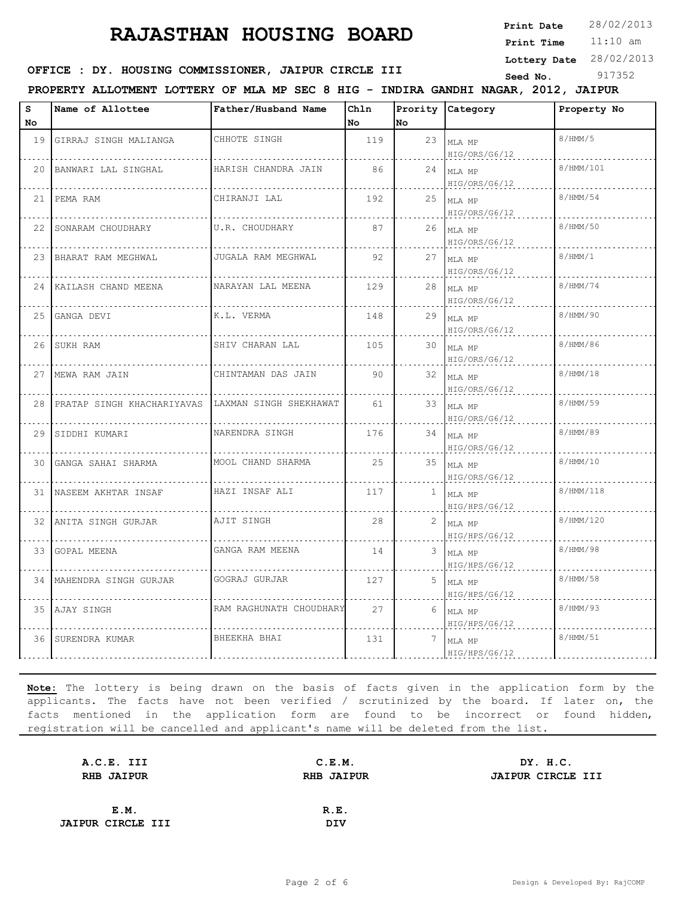# RAJASTHAN HOUSING BOARD

**Print Date** 28/02/2013
**Print Time** 11:10 am
**Lottery Date** 28/02/2013
**Seed No.** 917352

**OFFICE : DY. HOUSING COMMISSIONER, JAIPUR CIRCLE III**

**PROPERTY ALLOTMENT LOTTERY OF MLA MP SEC 8 HIG - INDIRA GANDHI NAGAR, 2012, JAIPUR**

| S No | Name of Allottee | Father/Husband Name | Chln No | Prority No | Category | Property No |
|---|---|---|---|---|---|---|
| 19 | GIRRAJ SINGH MALIANGA | CHHOTE SINGH | 119 | 23 | MLA MP HIG/ORS/G6/12 | 8/HMM/5 |
| 20 | BANWARI LAL SINGHAL | HARISH CHANDRA JAIN | 86 | 24 | MLA MP HIG/ORS/G6/12 | 8/HMM/101 |
| 21 | PEMA RAM | CHIRANJI LAL | 192 | 25 | MLA MP HIG/ORS/G6/12 | 8/HMM/54 |
| 22 | SONARAM CHOUDHARY | U.R. CHOUDHARY | 87 | 26 | MLA MP HIG/ORS/G6/12 | 8/HMM/50 |
| 23 | BHARAT RAM MEGHWAL | JUGALA RAM MEGHWAL | 92 | 27 | MLA MP HIG/ORS/G6/12 | 8/HMM/1 |
| 24 | KAILASH CHAND MEENA | NARAYAN LAL MEENA | 129 | 28 | MLA MP HIG/ORS/G6/12 | 8/HMM/74 |
| 25 | GANGA DEVI | K.L. VERMA | 148 | 29 | MLA MP HIG/ORS/G6/12 | 8/HMM/90 |
| 26 | SUKH RAM | SHIV CHARAN LAL | 105 | 30 | MLA MP HIG/ORS/G6/12 | 8/HMM/86 |
| 27 | MEWA RAM JAIN | CHINTAMAN DAS JAIN | 90 | 32 | MLA MP HIG/ORS/G6/12 | 8/HMM/18 |
| 28 | PRATAP SINGH KHACHARIYAVAS | LAXMAN SINGH SHEKHAWAT | 61 | 33 | MLA MP HIG/ORS/G6/12 | 8/HMM/59 |
| 29 | SIDDHI KUMARI | NARENDRA SINGH | 176 | 34 | MLA MP HIG/ORS/G6/12 | 8/HMM/89 |
| 30 | GANGA SAHAI SHARMA | MOOL CHAND SHARMA | 25 | 35 | MLA MP HIG/ORS/G6/12 | 8/HMM/10 |
| 31 | NASEEM AKHTAR INSAF | HAZI INSAF ALI | 117 | 1 | MLA MP HIG/HPS/G6/12 | 8/HMM/118 |
| 32 | ANITA SINGH GURJAR | AJIT SINGH | 28 | 2 | MLA MP HIG/HPS/G6/12 | 8/HMM/120 |
| 33 | GOPAL MEENA | GANGA RAM MEENA | 14 | 3 | MLA MP HIG/HPS/G6/12 | 8/HMM/98 |
| 34 | MAHENDRA SINGH GURJAR | GOGRAJ GURJAR | 127 | 5 | MLA MP HIG/HPS/G6/12 | 8/HMM/58 |
| 35 | AJAY SINGH | RAM RAGHUNATH CHOUDHARY | 27 | 6 | MLA MP HIG/HPS/G6/12 | 8/HMM/93 |
| 36 | SURENDRA KUMAR | BHEEKHA BHAI | 131 | 7 | MLA MP HIG/HPS/G6/12 | 8/HMM/51 |

**Note:** The lottery is being drawn on the basis of facts given in the application form by the applicants. The facts have not been verified / scrutinized by the board. If later on, the facts mentioned in the application form are found to be incorrect or found hidden, registration will be cancelled and applicant's name will be deleted from the list.

**A.C.E. III**
**RHB JAIPUR**

**C.E.M.**
**RHB JAIPUR**

**DY. H.C.**
**JAIPUR CIRCLE III**

**E.M.**
**JAIPUR CIRCLE III**

**R.E.**
**DIV**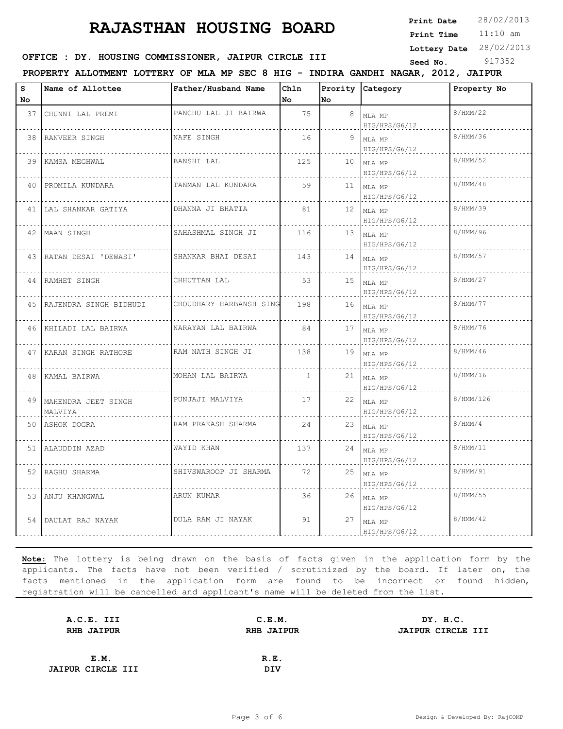# RAJASTHAN HOUSING BOARD

**Print Date** 28/02/2013
**Print Time** 11:10 am
**Lottery Date** 28/02/2013
**Seed No.** 917352

**OFFICE : DY. HOUSING COMMISSIONER, JAIPUR CIRCLE III**

**PROPERTY ALLOTMENT LOTTERY OF MLA MP SEC 8 HIG - INDIRA GANDHI NAGAR, 2012, JAIPUR**

| S No | Name of Allottee | Father/Husband Name | Chln No | Prority No | Category | Property No |
|---|---|---|---|---|---|---|
| 37 | CHUNNI LAL PREMI | PANCHU LAL JI BAIRWA | 75 | 8 | MLA MP HIG/HPS/G6/12 | 8/HMM/22 |
| 38 | RANVEER SINGH | NAFE SINGH | 16 | 9 | MLA MP HIG/HPS/G6/12 | 8/HMM/36 |
| 39 | KAMSA MEGHWAL | BANSHI LAL | 125 | 10 | MLA MP HIG/HPS/G6/12 | 8/HMM/52 |
| 40 | PROMILA KUNDARA | TANMAN LAL KUNDARA | 59 | 11 | MLA MP HIG/HPS/G6/12 | 8/HMM/48 |
| 41 | LAL SHANKAR GATIYA | DHANNA JI BHATIA | 81 | 12 | MLA MP HIG/HPS/G6/12 | 8/HMM/39 |
| 42 | MAAN SINGH | SAHASHMAL SINGH JI | 116 | 13 | MLA MP HIG/HPS/G6/12 | 8/HMM/96 |
| 43 | RATAN DESAI 'DEWASI' | SHANKAR BHAI DESAI | 143 | 14 | MLA MP HIG/HPS/G6/12 | 8/HMM/57 |
| 44 | RAMHET SINGH | CHHUTTAN LAL | 53 | 15 | MLA MP HIG/HPS/G6/12 | 8/HMM/27 |
| 45 | RAJENDRA SINGH BIDHUDI | CHOUDHARY HARBANSH SING | 198 | 16 | MLA MP HIG/HPS/G6/12 | 8/HMM/77 |
| 46 | KHILADI LAL BAIRWA | NARAYAN LAL BAIRWA | 84 | 17 | MLA MP HIG/HPS/G6/12 | 8/HMM/76 |
| 47 | KARAN SINGH RATHORE | RAM NATH SINGH JI | 138 | 19 | MLA MP HIG/HPS/G6/12 | 8/HMM/46 |
| 48 | KAMAL BAIRWA | MOHAN LAL BAIRWA | 1 | 21 | MLA MP HIG/HPS/G6/12 | 8/HMM/16 |
| 49 | MAHENDRA JEET SINGH MALVIYA | PUNJAJI MALVIYA | 17 | 22 | MLA MP HIG/HPS/G6/12 | 8/HMM/126 |
| 50 | ASHOK DOGRA | RAM PRAKASH SHARMA | 24 | 23 | MLA MP HIG/HPS/G6/12 | 8/HMM/4 |
| 51 | ALAUDDIN AZAD | WAYID KHAN | 137 | 24 | MLA MP HIG/HPS/G6/12 | 8/HMM/11 |
| 52 | RAGHU SHARMA | SHIVSWAROOP JI SHARMA | 72 | 25 | MLA MP HIG/HPS/G6/12 | 8/HMM/91 |
| 53 | ANJU KHANGWAL | ARUN KUMAR | 36 | 26 | MLA MP HIG/HPS/G6/12 | 8/HMM/55 |
| 54 | DAULAT RAJ NAYAK | DULA RAM JI NAYAK | 91 | 27 | MLA MP HIG/HPS/G6/12 | 8/HMM/42 |

**Note:** The lottery is being drawn on the basis of facts given in the application form by the applicants. The facts have not been verified / scrutinized by the board. If later on, the facts mentioned in the application form are found to be incorrect or found hidden, registration will be cancelled and applicant's name will be deleted from the list.

**A.C.E. III**
**RHB JAIPUR**

**C.E.M.**
**RHB JAIPUR**

**DY. H.C.**
**JAIPUR CIRCLE III**

**E.M.**
**JAIPUR CIRCLE III**

**R.E.**
**DIV**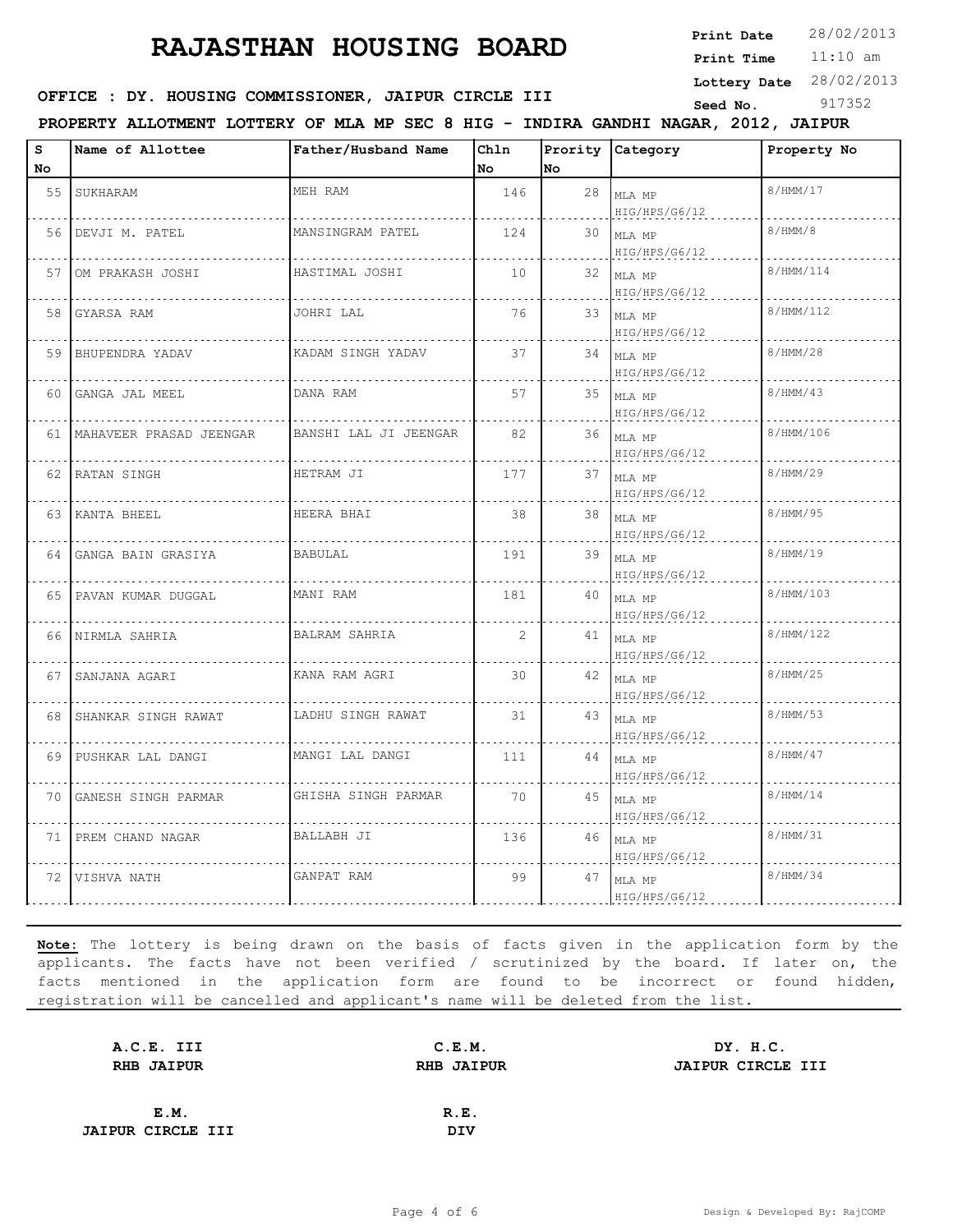# RAJASTHAN HOUSING BOARD

**Print Date** 28/02/2013
**Print Time** 11:10 am
**Lottery Date** 28/02/2013
**Seed No.** 917352

**OFFICE : DY. HOUSING COMMISSIONER, JAIPUR CIRCLE III**

**PROPERTY ALLOTMENT LOTTERY OF MLA MP SEC 8 HIG - INDIRA GANDHI NAGAR, 2012, JAIPUR**

| S No | Name of Allottee | Father/Husband Name | Chln No | Prority No | Category | Property No |
|---|---|---|---|---|---|---|
| 55 | SUKHARAM | MEH RAM | 146 | 28 | MLA MP HIG/HPS/G6/12 | 8/HMM/17 |
| 56 | DEVJI M. PATEL | MANSINGRAM PATEL | 124 | 30 | MLA MP HIG/HPS/G6/12 | 8/HMM/8 |
| 57 | OM PRAKASH JOSHI | HASTIMAL JOSHI | 10 | 32 | MLA MP HIG/HPS/G6/12 | 8/HMM/114 |
| 58 | GYARSA RAM | JOHRI LAL | 76 | 33 | MLA MP HIG/HPS/G6/12 | 8/HMM/112 |
| 59 | BHUPENDRA YADAV | KADAM SINGH YADAV | 37 | 34 | MLA MP HIG/HPS/G6/12 | 8/HMM/28 |
| 60 | GANGA JAL MEEL | DANA RAM | 57 | 35 | MLA MP HIG/HPS/G6/12 | 8/HMM/43 |
| 61 | MAHAVEER PRASAD JEENGAR | BANSHI LAL JI JEENGAR | 82 | 36 | MLA MP HIG/HPS/G6/12 | 8/HMM/106 |
| 62 | RATAN SINGH | HETRAM JI | 177 | 37 | MLA MP HIG/HPS/G6/12 | 8/HMM/29 |
| 63 | KANTA BHEEL | HEERA BHAI | 38 | 38 | MLA MP HIG/HPS/G6/12 | 8/HMM/95 |
| 64 | GANGA BAIN GRASIYA | BABULAL | 191 | 39 | MLA MP HIG/HPS/G6/12 | 8/HMM/19 |
| 65 | PAVAN KUMAR DUGGAL | MANI RAM | 181 | 40 | MLA MP HIG/HPS/G6/12 | 8/HMM/103 |
| 66 | NIRMLA SAHRIA | BALRAM SAHRIA | 2 | 41 | MLA MP HIG/HPS/G6/12 | 8/HMM/122 |
| 67 | SANJANA AGARI | KANA RAM AGRI | 30 | 42 | MLA MP HIG/HPS/G6/12 | 8/HMM/25 |
| 68 | SHANKAR SINGH RAWAT | LADHU SINGH RAWAT | 31 | 43 | MLA MP HIG/HPS/G6/12 | 8/HMM/53 |
| 69 | PUSHKAR LAL DANGI | MANGI LAL DANGI | 111 | 44 | MLA MP HIG/HPS/G6/12 | 8/HMM/47 |
| 70 | GANESH SINGH PARMAR | GHISHA SINGH PARMAR | 70 | 45 | MLA MP HIG/HPS/G6/12 | 8/HMM/14 |
| 71 | PREM CHAND NAGAR | BALLABH JI | 136 | 46 | MLA MP HIG/HPS/G6/12 | 8/HMM/31 |
| 72 | VISHVA NATH | GANPAT RAM | 99 | 47 | MLA MP HIG/HPS/G6/12 | 8/HMM/34 |

**Note:** The lottery is being drawn on the basis of facts given in the application form by the applicants. The facts have not been verified / scrutinized by the board. If later on, the facts mentioned in the application form are found to be incorrect or found hidden, registration will be cancelled and applicant's name will be deleted from the list.

**A.C.E. III**
**RHB JAIPUR**

**C.E.M.**
**RHB JAIPUR**

**DY. H.C.**
**JAIPUR CIRCLE III**

**E.M.**
**JAIPUR CIRCLE III**

**R.E.**
**DIV**

Design & Developed By: RajCOMP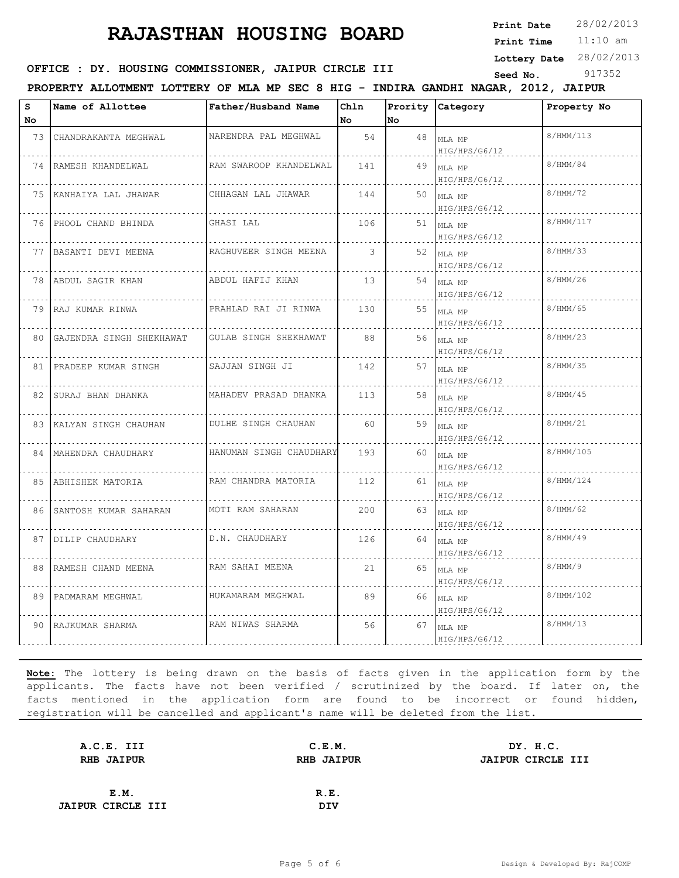# RAJASTHAN HOUSING BOARD

**Print Date** 28/02/2013
**Print Time** 11:10 am
**Lottery Date** 28/02/2013
**Seed No.** 917352

**OFFICE : DY. HOUSING COMMISSIONER, JAIPUR CIRCLE III**

**PROPERTY ALLOTMENT LOTTERY OF MLA MP SEC 8 HIG - INDIRA GANDHI NAGAR, 2012, JAIPUR**

| S No | Name of Allottee | Father/Husband Name | Chln No | Prority No | Category | Property No |
|---|---|---|---|---|---|---|
| 73 | CHANDRAKANTA MEGHWAL | NARENDRA PAL MEGHWAL | 54 | 48 | MLA MP HIG/HPS/G6/12 | 8/HMM/113 |
| 74 | RAMESH KHANDELWAL | RAM SWAROOP KHANDELWAL | 141 | 49 | MLA MP HIG/HPS/G6/12 | 8/HMM/84 |
| 75 | KANHAIYA LAL JHAWAR | CHHAGAN LAL JHAWAR | 144 | 50 | MLA MP HIG/HPS/G6/12 | 8/HMM/72 |
| 76 | PHOOL CHAND BHINDA | GHASI LAL | 106 | 51 | MLA MP HIG/HPS/G6/12 | 8/HMM/117 |
| 77 | BASANTI DEVI MEENA | RAGHUVEER SINGH MEENA | 3 | 52 | MLA MP HIG/HPS/G6/12 | 8/HMM/33 |
| 78 | ABDUL SAGIR KHAN | ABDUL HAFIJ KHAN | 13 | 54 | MLA MP HIG/HPS/G6/12 | 8/HMM/26 |
| 79 | RAJ KUMAR RINWA | PRAHLAD RAI JI RINWA | 130 | 55 | MLA MP HIG/HPS/G6/12 | 8/HMM/65 |
| 80 | GAJENDRA SINGH SHEKHAWAT | GULAB SINGH SHEKHAWAT | 88 | 56 | MLA MP HIG/HPS/G6/12 | 8/HMM/23 |
| 81 | PRADEEP KUMAR SINGH | SAJJAN SINGH JI | 142 | 57 | MLA MP HIG/HPS/G6/12 | 8/HMM/35 |
| 82 | SURAJ BHAN DHANKA | MAHADEV PRASAD DHANKA | 113 | 58 | MLA MP HIG/HPS/G6/12 | 8/HMM/45 |
| 83 | KALYAN SINGH CHAUHAN | DULHE SINGH CHAUHAN | 60 | 59 | MLA MP HIG/HPS/G6/12 | 8/HMM/21 |
| 84 | MAHENDRA CHAUDHARY | HANUMAN SINGH CHAUDHARY | 193 | 60 | MLA MP HIG/HPS/G6/12 | 8/HMM/105 |
| 85 | ABHISHEK MATORIA | RAM CHANDRA MATORIA | 112 | 61 | MLA MP HIG/HPS/G6/12 | 8/HMM/124 |
| 86 | SANTOSH KUMAR SAHARAN | MOTI RAM SAHARAN | 200 | 63 | MLA MP HIG/HPS/G6/12 | 8/HMM/62 |
| 87 | DILIP CHAUDHARY | D.N. CHAUDHARY | 126 | 64 | MLA MP HIG/HPS/G6/12 | 8/HMM/49 |
| 88 | RAMESH CHAND MEENA | RAM SAHAI MEENA | 21 | 65 | MLA MP HIG/HPS/G6/12 | 8/HMM/9 |
| 89 | PADMARAM MEGHWAL | HUKAMARAM MEGHWAL | 89 | 66 | MLA MP HIG/HPS/G6/12 | 8/HMM/102 |
| 90 | RAJKUMAR SHARMA | RAM NIWAS SHARMA | 56 | 67 | MLA MP HIG/HPS/G6/12 | 8/HMM/13 |

**Note:** The lottery is being drawn on the basis of facts given in the application form by the applicants. The facts have not been verified / scrutinized by the board. If later on, the facts mentioned in the application form are found to be incorrect or found hidden, registration will be cancelled and applicant's name will be deleted from the list.

**A.C.E. III**
**RHB JAIPUR**

**C.E.M.**
**RHB JAIPUR**

**DY. H.C.**
**JAIPUR CIRCLE III**

**E.M.**
**JAIPUR CIRCLE III**

**R.E.**
**DIV**

Design & Developed By: RajCOMP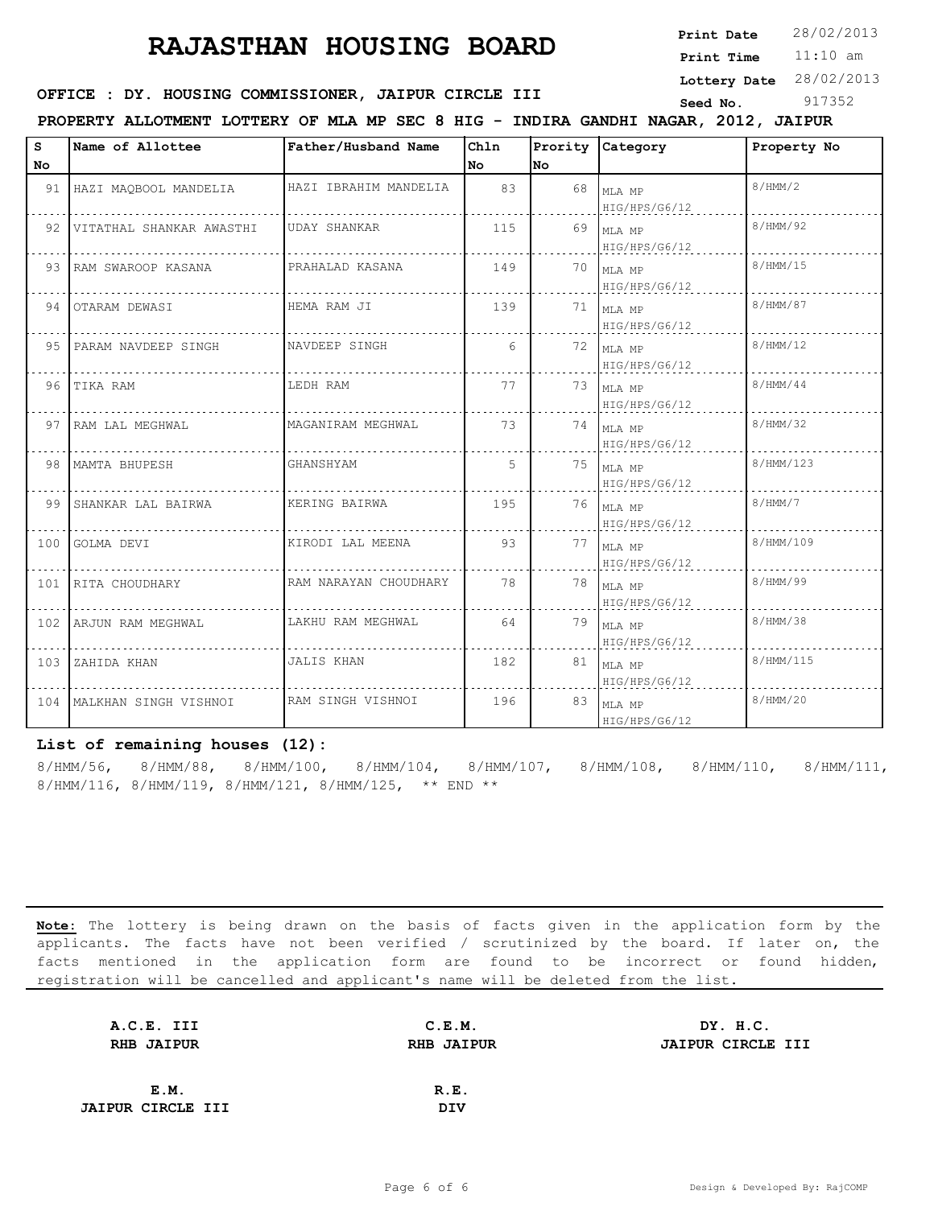# RAJASTHAN HOUSING BOARD

**Print Date** 28/02/2013
**Print Time** 11:10 am
**Lottery Date** 28/02/2013
**Seed No.** 917352

**OFFICE : DY. HOUSING COMMISSIONER, JAIPUR CIRCLE III**

**PROPERTY ALLOTMENT LOTTERY OF MLA MP SEC 8 HIG - INDIRA GANDHI NAGAR, 2012, JAIPUR**

| S No | Name of Allottee | Father/Husband Name | Chln No | Prority No | Category | Property No |
|---|---|---|---|---|---|---|
| 91 | HAZI MAQBOOL MANDELIA | HAZI IBRAHIM MANDELIA | 83 | 68 | MLA MP HIG/HPS/G6/12 | 8/HMM/2 |
| 92 | VITATHAL SHANKAR AWASTHI | UDAY SHANKAR | 115 | 69 | MLA MP HIG/HPS/G6/12 | 8/HMM/92 |
| 93 | RAM SWAROOP KASANA | PRAHALAD KASANA | 149 | 70 | MLA MP HIG/HPS/G6/12 | 8/HMM/15 |
| 94 | OTARAM DEWASI | HEMA RAM JI | 139 | 71 | MLA MP HIG/HPS/G6/12 | 8/HMM/87 |
| 95 | PARAM NAVDEEP SINGH | NAVDEEP SINGH | 6 | 72 | MLA MP HIG/HPS/G6/12 | 8/HMM/12 |
| 96 | TIKA RAM | LEDH RAM | 77 | 73 | MLA MP HIG/HPS/G6/12 | 8/HMM/44 |
| 97 | RAM LAL MEGHWAL | MAGANIRAM MEGHWAL | 73 | 74 | MLA MP HIG/HPS/G6/12 | 8/HMM/32 |
| 98 | MAMTA BHUPESH | GHANSHYAM | 5 | 75 | MLA MP HIG/HPS/G6/12 | 8/HMM/123 |
| 99 | SHANKAR LAL BAIRWA | KERING BAIRWA | 195 | 76 | MLA MP HIG/HPS/G6/12 | 8/HMM/7 |
| 100 | GOLMA DEVI | KIRODI LAL MEENA | 93 | 77 | MLA MP HIG/HPS/G6/12 | 8/HMM/109 |
| 101 | RITA CHOUDHARY | RAM NARAYAN CHOUDHARY | 78 | 78 | MLA MP HIG/HPS/G6/12 | 8/HMM/99 |
| 102 | ARJUN RAM MEGHWAL | LAKHU RAM MEGHWAL | 64 | 79 | MLA MP HIG/HPS/G6/12 | 8/HMM/38 |
| 103 | ZAHIDA KHAN | JALIS KHAN | 182 | 81 | MLA MP HIG/HPS/G6/12 | 8/HMM/115 |
| 104 | MALKHAN SINGH VISHNOI | RAM SINGH VISHNOI | 196 | 83 | MLA MP HIG/HPS/G6/12 | 8/HMM/20 |

**List of remaining houses (12):**

8/HMM/56, 8/HMM/88, 8/HMM/100, 8/HMM/104, 8/HMM/107, 8/HMM/108, 8/HMM/110, 8/HMM/111, 8/HMM/116, 8/HMM/119, 8/HMM/121, 8/HMM/125, ** END **

**Note:** The lottery is being drawn on the basis of facts given in the application form by the applicants. The facts have not been verified / scrutinized by the board. If later on, the facts mentioned in the application form are found to be incorrect or found hidden, registration will be cancelled and applicant's name will be deleted from the list.

**A.C.E. III**
**RHB JAIPUR**

**C.E.M.**
**RHB JAIPUR**

**DY. H.C.**
**JAIPUR CIRCLE III**

**E.M.**
**JAIPUR CIRCLE III**

**R.E.**
**DIV**

Design & Developed By: RajCOMP